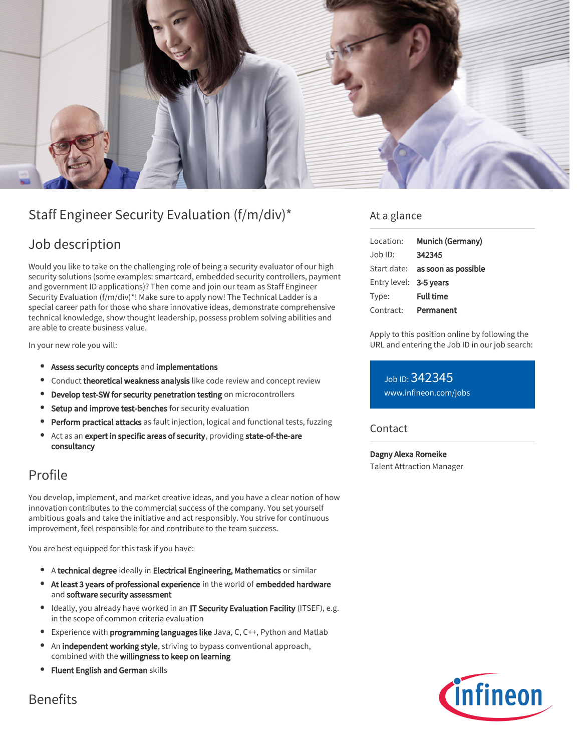# Staff Engineer Security Evaluation (f/m/div)*

## Job description

Would you like to take on the challenging role of being a security evaluator of our high security solutions (some examples: smartcard, embedded security controllers, payment and government ID applications)? Then come and join our team as Staff Engineer Security Evaluation (f/m/div)*! Make sure to apply now! The Technical Ladder is a special career path for those who share innovative ideas, demonstrate comprehensive technical knowledge, show thought leadership, possess problem solving abilities and are able to create business value.

In your new role you will:

- **Assess security concepts** and **implementations**
- Conduct **theoretical weakness analysis** like code review and concept review
- **Develop test-SW for security penetration testing** on microcontrollers
- **Setup and improve test-benches** for security evaluation
- **Perform practical attacks** as fault injection, logical and functional tests, fuzzing
- Act as an **expert in specific areas of security**, providing **state-of-the-are consultancy**

## Profile

You develop, implement, and market creative ideas, and you have a clear notion of how innovation contributes to the commercial success of the company. You set yourself ambitious goals and take the initiative and act responsibly. You strive for continuous improvement, feel responsible for and contribute to the team success.

You are best equipped for this task if you have:

- A **technical degree** ideally in **Electrical Engineering, Mathematics** or similar
- **At least 3 years of professional experience** in the world of **embedded hardware** and **software security assessment**
- Ideally, you already have worked in an **IT Security Evaluation Facility** (ITSEF), e.g. in the scope of common criteria evaluation
- Experience with **programming languages like** Java, C, C++, Python and Matlab
- An **independent working style**, striving to bypass conventional approach, combined with the **willingness to keep on learning**
- **Fluent English and German** skills

## Benefits

## At a glance

| | |
|---|---|
| Location: | **Munich (Germany)** |
| Job ID: | **342345** |
| Start date: | **as soon as possible** |
| Entry level: | **3-5 years** |
| Type: | **Full time** |
| Contract: | **Permanent** |

Apply to this position online by following the URL and entering the Job ID in our job search:

Job ID: 342345
www.infineon.com/jobs

## Contact

**Dagny Alexa Romeike**
Talent Attraction Manager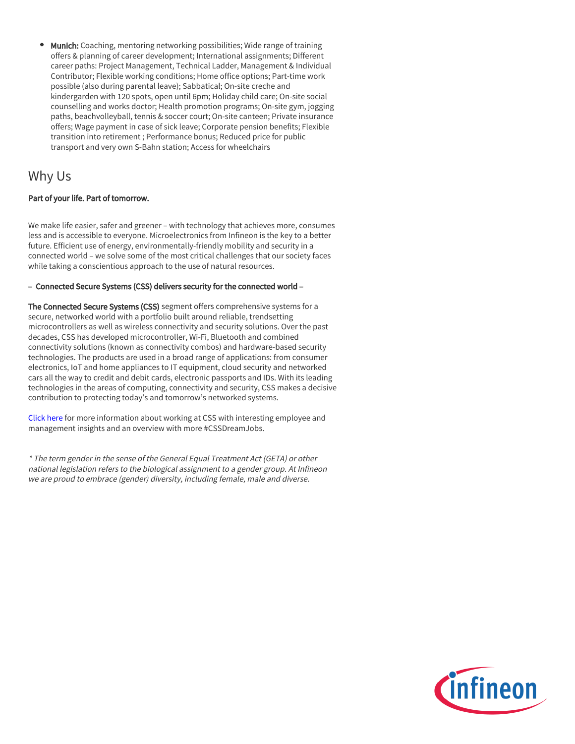- **Munich:** Coaching, mentoring networking possibilities; Wide range of training offers & planning of career development; International assignments; Different career paths: Project Management, Technical Ladder, Management & Individual Contributor; Flexible working conditions; Home office options; Part-time work possible (also during parental leave); Sabbatical; On-site creche and kindergarden with 120 spots, open until 6pm; Holiday child care; On-site social counselling and works doctor; Health promotion programs; On-site gym, jogging paths, beachvolleyball, tennis & soccer court; On-site canteen; Private insurance offers; Wage payment in case of sick leave; Corporate pension benefits; Flexible transition into retirement ; Performance bonus; Reduced price for public transport and very own S-Bahn station; Access for wheelchairs

## Why Us

**Part of your life. Part of tomorrow.**

We make life easier, safer and greener – with technology that achieves more, consumes less and is accessible to everyone. Microelectronics from Infineon is the key to a better future. Efficient use of energy, environmentally-friendly mobility and security in a connected world – we solve some of the most critical challenges that our society faces while taking a conscientious approach to the use of natural resources.

**– Connected Secure Systems (CSS) delivers security for the connected world –**

**The Connected Secure Systems (CSS)** segment offers comprehensive systems for a secure, networked world with a portfolio built around reliable, trendsetting microcontrollers as well as wireless connectivity and security solutions. Over the past decades, CSS has developed microcontroller, Wi-Fi, Bluetooth and combined connectivity solutions (known as connectivity combos) and hardware-based security technologies. The products are used in a broad range of applications: from consumer electronics, IoT and home appliances to IT equipment, cloud security and networked cars all the way to credit and debit cards, electronic passports and IDs. With its leading technologies in the areas of computing, connectivity and security, CSS makes a decisive contribution to protecting today's and tomorrow's networked systems.

Click here for more information about working at CSS with interesting employee and management insights and an overview with more #CSSDreamJobs.

*\* The term gender in the sense of the General Equal Treatment Act (GETA) or other national legislation refers to the biological assignment to a gender group. At Infineon we are proud to embrace (gender) diversity, including female, male and diverse.*